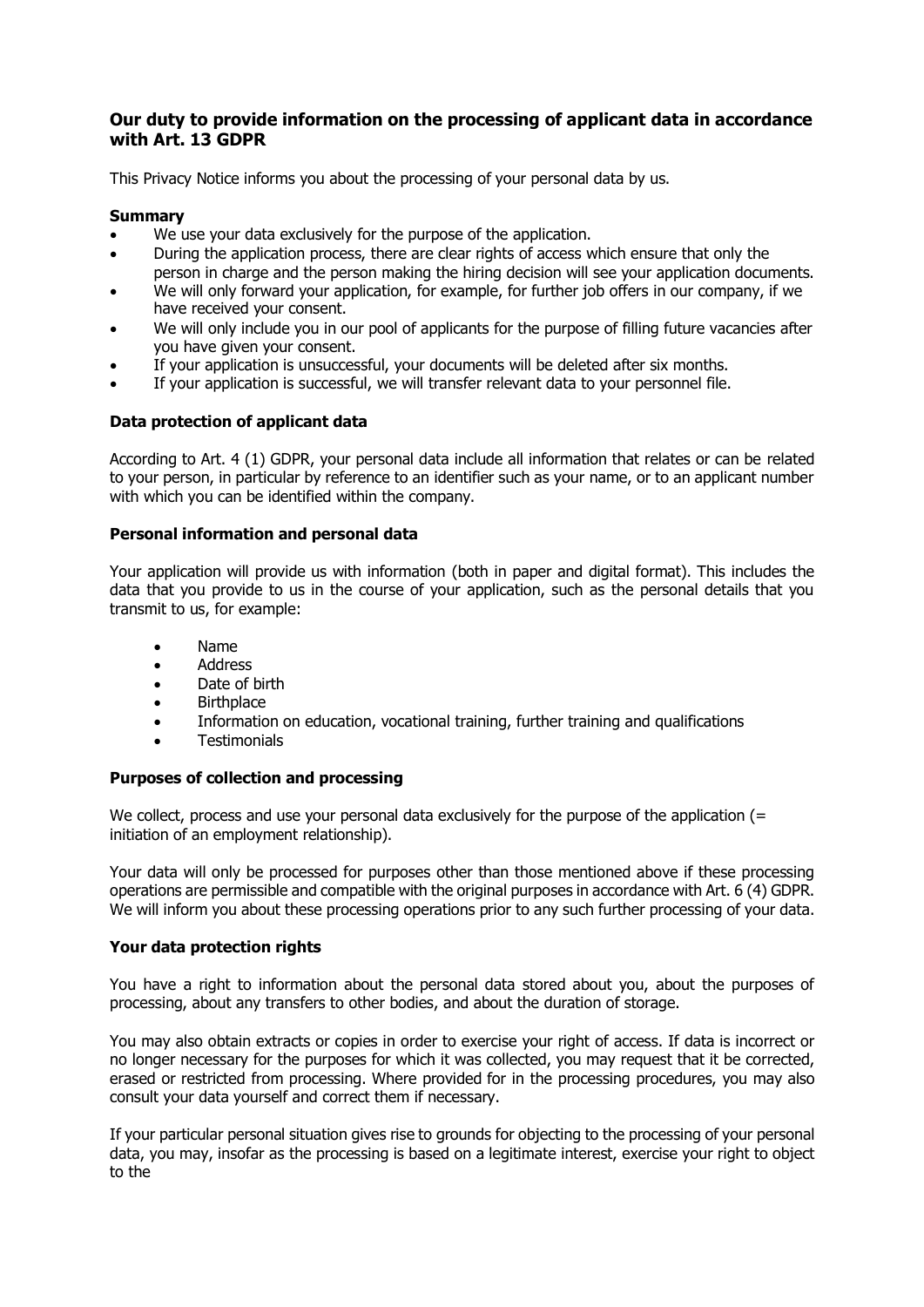## Our duty to provide information on the processing of applicant data in accordance with Art. 13 GDPR

This Privacy Notice informs you about the processing of your personal data by us.

### Summary

- We use your data exclusively for the purpose of the application.
- During the application process, there are clear rights of access which ensure that only the person in charge and the person making the hiring decision will see your application documents.
- We will only forward your application, for example, for further job offers in our company, if we have received your consent.
- We will only include you in our pool of applicants for the purpose of filling future vacancies after you have given your consent.
- If your application is unsuccessful, your documents will be deleted after six months.
- If your application is successful, we will transfer relevant data to your personnel file.

### Data protection of applicant data

According to Art. 4 (1) GDPR, your personal data include all information that relates or can be related to your person, in particular by reference to an identifier such as your name, or to an applicant number with which you can be identified within the company.

### Personal information and personal data

Your application will provide us with information (both in paper and digital format). This includes the data that you provide to us in the course of your application, such as the personal details that you transmit to us, for example:

- Name
- Address
- Date of birth
- Birthplace
- Information on education, vocational training, further training and qualifications
- Testimonials

### Purposes of collection and processing

We collect, process and use your personal data exclusively for the purpose of the application (= initiation of an employment relationship).

Your data will only be processed for purposes other than those mentioned above if these processing operations are permissible and compatible with the original purposes in accordance with Art. 6 (4) GDPR. We will inform you about these processing operations prior to any such further processing of your data.

### Your data protection rights

You have a right to information about the personal data stored about you, about the purposes of processing, about any transfers to other bodies, and about the duration of storage.

You may also obtain extracts or copies in order to exercise your right of access. If data is incorrect or no longer necessary for the purposes for which it was collected, you may request that it be corrected, erased or restricted from processing. Where provided for in the processing procedures, you may also consult your data yourself and correct them if necessary.

If your particular personal situation gives rise to grounds for objecting to the processing of your personal data, you may, insofar as the processing is based on a legitimate interest, exercise your right to object to the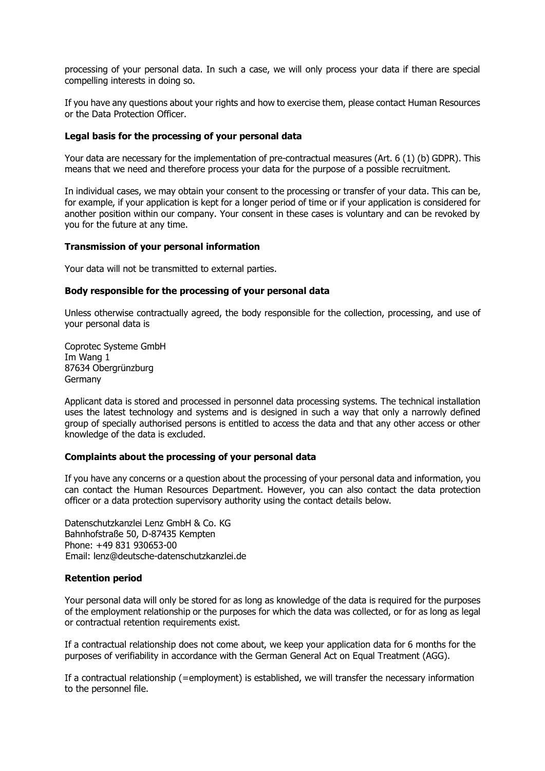processing of your personal data. In such a case, we will only process your data if there are special compelling interests in doing so.

If you have any questions about your rights and how to exercise them, please contact Human Resources or the Data Protection Officer.

**Legal basis for the processing of your personal data**

Your data are necessary for the implementation of pre-contractual measures (Art. 6 (1) (b) GDPR). This means that we need and therefore process your data for the purpose of a possible recruitment.

In individual cases, we may obtain your consent to the processing or transfer of your data. This can be, for example, if your application is kept for a longer period of time or if your application is considered for another position within our company. Your consent in these cases is voluntary and can be revoked by you for the future at any time.

**Transmission of your personal information**

Your data will not be transmitted to external parties.

**Body responsible for the processing of your personal data**

Unless otherwise contractually agreed, the body responsible for the collection, processing, and use of your personal data is

Coprotec Systeme GmbH
Im Wang 1
87634 Obergrünzburg
Germany

Applicant data is stored and processed in personnel data processing systems. The technical installation uses the latest technology and systems and is designed in such a way that only a narrowly defined group of specially authorised persons is entitled to access the data and that any other access or other knowledge of the data is excluded.

**Complaints about the processing of your personal data**

If you have any concerns or a question about the processing of your personal data and information, you can contact the Human Resources Department. However, you can also contact the data protection officer or a data protection supervisory authority using the contact details below.

Datenschutzkanzlei Lenz GmbH & Co. KG
Bahnhofstraße 50, D-87435 Kempten
Phone: +49 831 930653-00
Email: lenz@deutsche-datenschutzkanzlei.de

**Retention period**

Your personal data will only be stored for as long as knowledge of the data is required for the purposes of the employment relationship or the purposes for which the data was collected, or for as long as legal or contractual retention requirements exist.

If a contractual relationship does not come about, we keep your application data for 6 months for the purposes of verifiability in accordance with the German General Act on Equal Treatment (AGG).

If a contractual relationship (=employment) is established, we will transfer the necessary information to the personnel file.